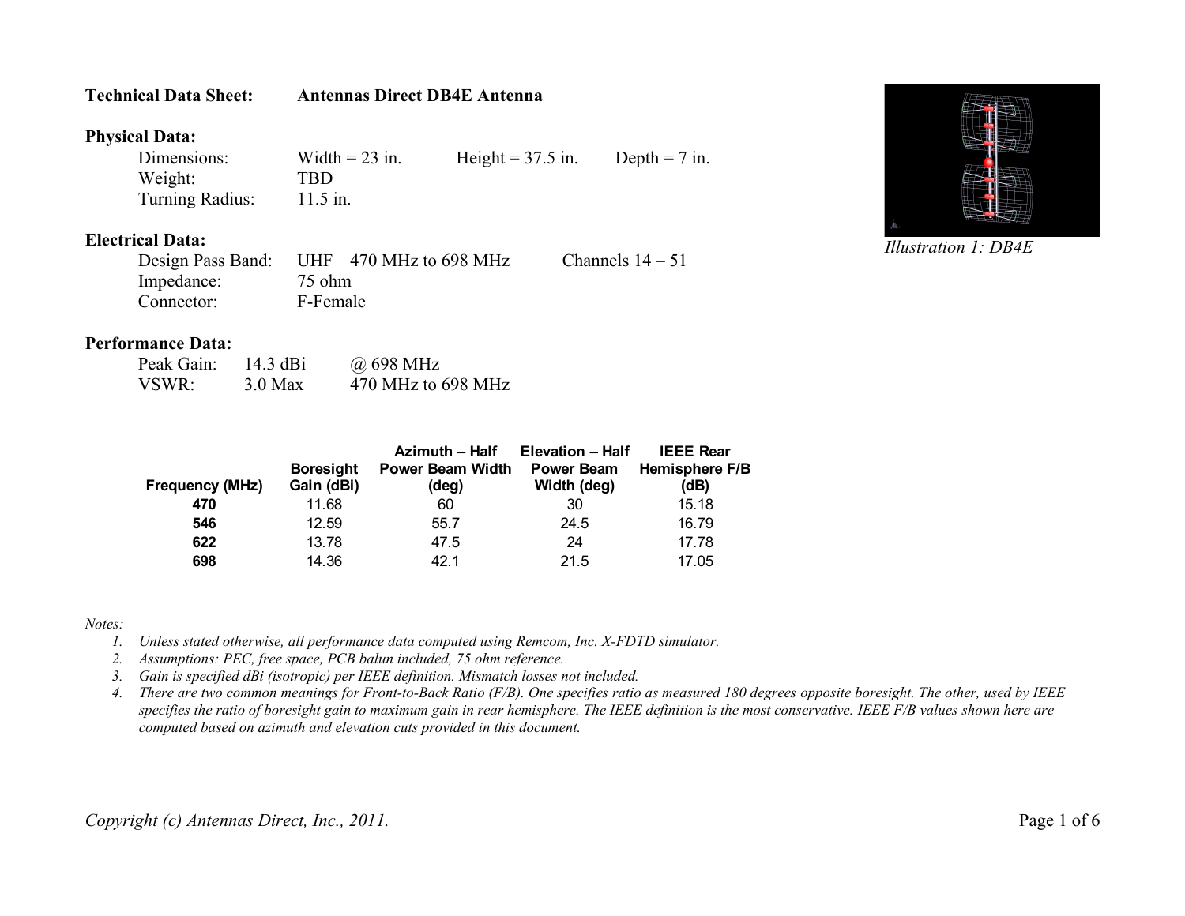**Technical Data Sheet:** **Antennas Direct DB4E Antenna**

**Physical Data:**

Dimensions: Width = 23 in. Height = 37.5 in. Depth = 7 in.
Weight: TBD
Turning Radius: 11.5 in.

**Electrical Data:**

Design Pass Band: UHF 470 MHz to 698 MHz Channels 14 – 51
Impedance: 75 ohm
Connector: F-Female

**Performance Data:**

Peak Gain: 14.3 dBi @ 698 MHz
VSWR: 3.0 Max 470 MHz to 698 MHz

*Illustration 1: DB4E*

| Frequency (MHz) | Boresight Gain (dBi) | Azimuth – Half Power Beam Width (deg) | Elevation – Half Power Beam Width (deg) | IEEE Rear Hemisphere F/B (dB) |
|---|---|---|---|---|
| **470** | 11.68 | 60 | 30 | 15.18 |
| **546** | 12.59 | 55.7 | 24.5 | 16.79 |
| **622** | 13.78 | 47.5 | 24 | 17.78 |
| **698** | 14.36 | 42.1 | 21.5 | 17.05 |

*Notes:*

1. *Unless stated otherwise, all performance data computed using Remcom, Inc. X-FDTD simulator.*
2. *Assumptions: PEC, free space, PCB balun included, 75 ohm reference.*
3. *Gain is specified dBi (isotropic) per IEEE definition. Mismatch losses not included.*
4. *There are two common meanings for Front-to-Back Ratio (F/B). One specifies ratio as measured 180 degrees opposite boresight. The other, used by IEEE specifies the ratio of boresight gain to maximum gain in rear hemisphere. The IEEE definition is the most conservative. IEEE F/B values shown here are computed based on azimuth and elevation cuts provided in this document.*

*Copyright (c) Antennas Direct, Inc., 2011.*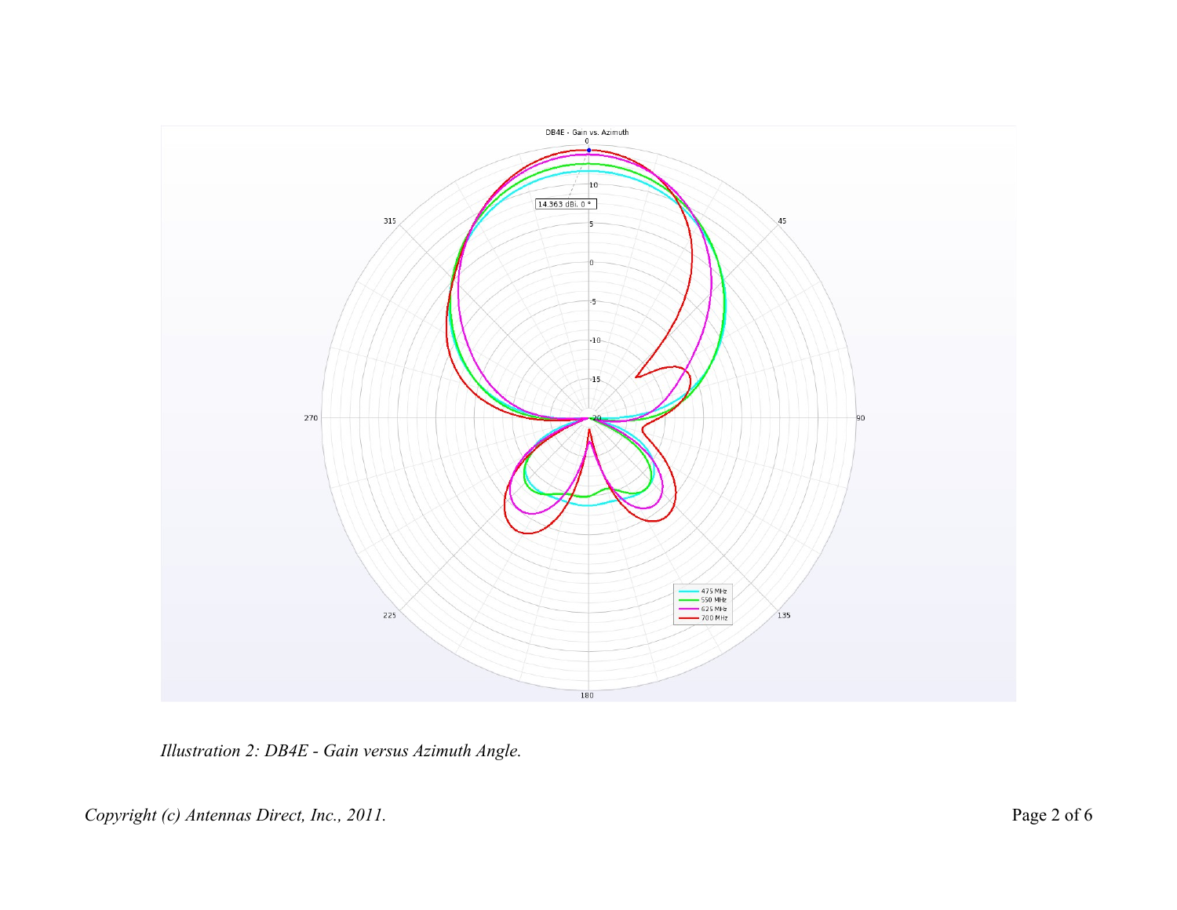*Illustration 2: DB4E - Gain versus Azimuth Angle.*

*Copyright (c) Antennas Direct, Inc., 2011.*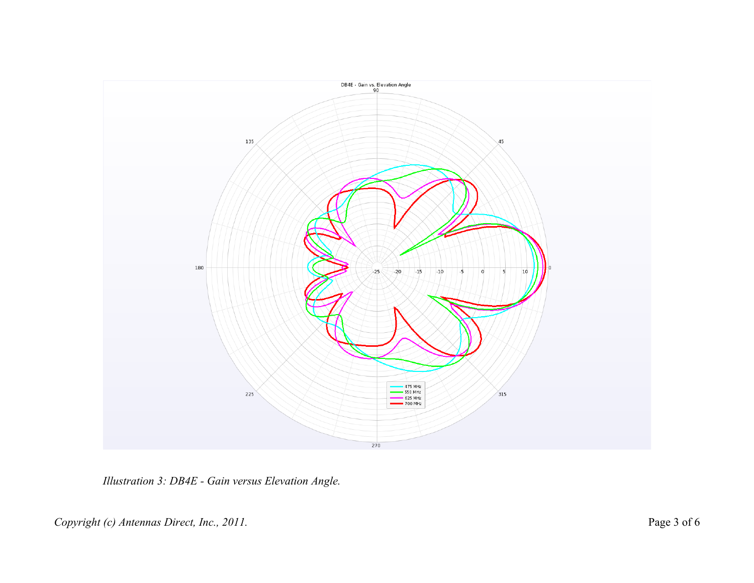*Illustration 3: DB4E - Gain versus Elevation Angle.*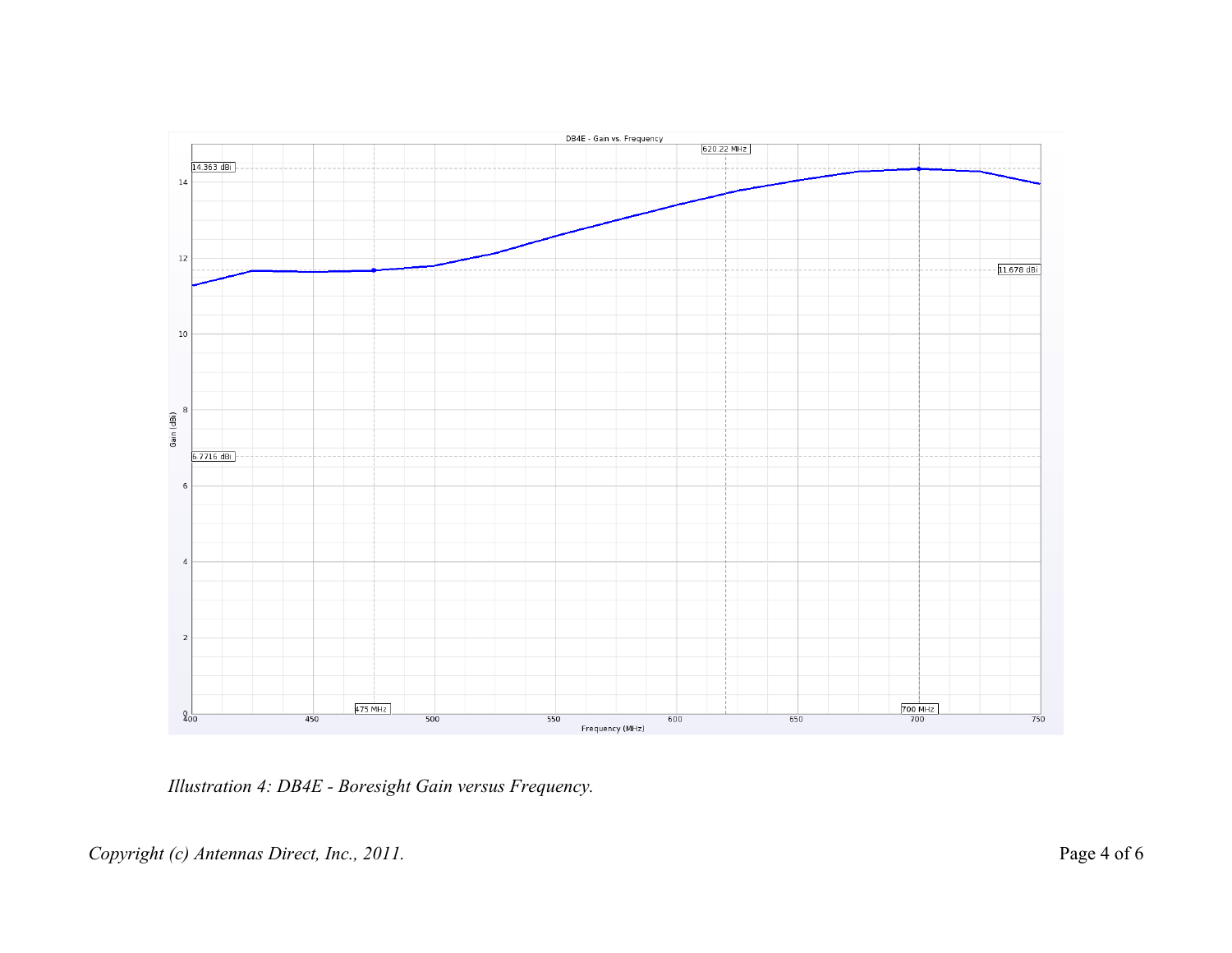Illustration 4: DB4E - Boresight Gain versus Frequency.

Copyright (c) Antennas Direct, Inc., 2011.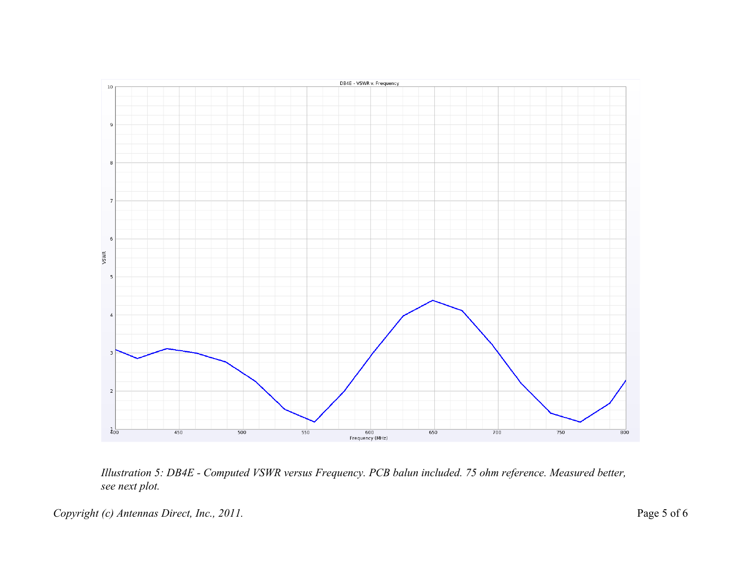*Illustration 5: DB4E - Computed VSWR versus Frequency. PCB balun included. 75 ohm reference. Measured better, see next plot.*

*Copyright (c) Antennas Direct, Inc., 2011.*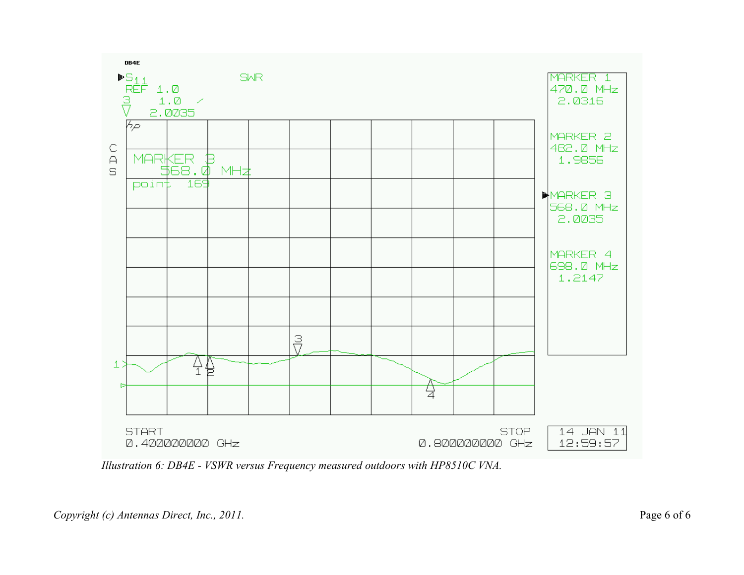DB4E

S11 SWR

REF 1.0

3 1.0 /

2.0035

hp

CAS

MARKER 3
568.0 MHz
point 169

MARKER 1
470.0 MHz
2.0316

MARKER 2
482.0 MHz
1.9856

MARKER 3
568.0 MHz
2.0035

MARKER 4
698.0 MHz
1.2147

START
0.400000000 GHz

STOP
0.800000000 GHz

14 JAN 11
12:59:57

*Illustration 6: DB4E - VSWR versus Frequency measured outdoors with HP8510C VNA.*

*Copyright (c) Antennas Direct, Inc., 2011.*